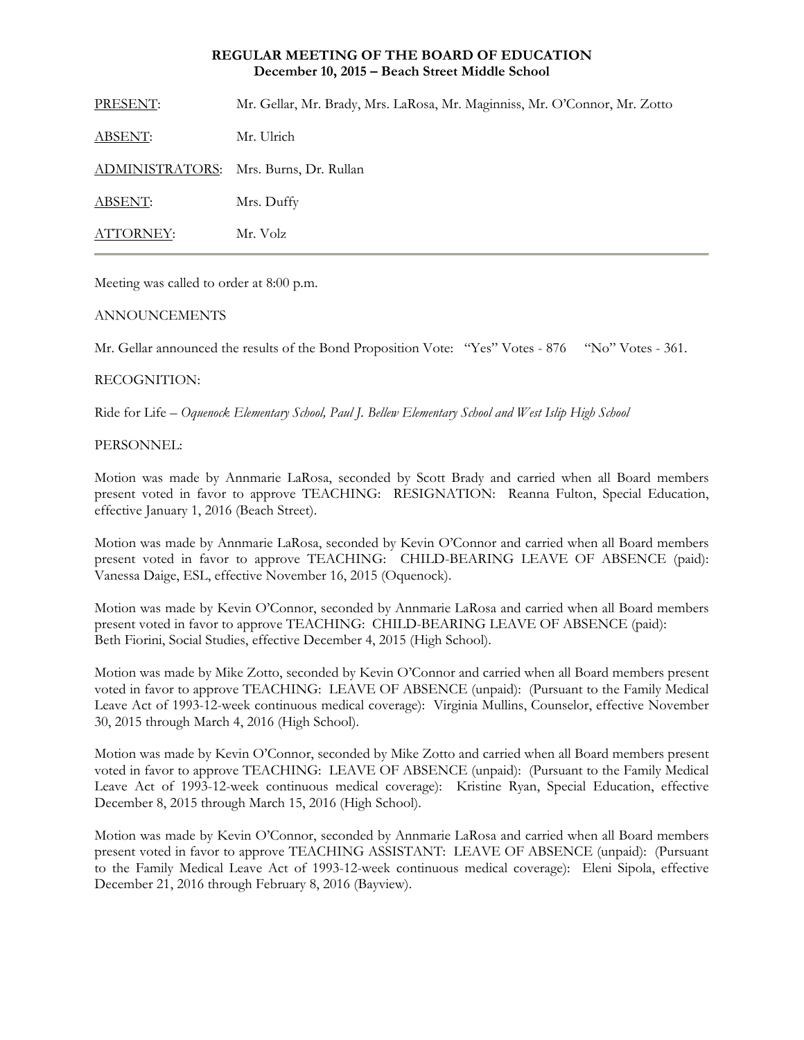**REGULAR MEETING OF THE BOARD OF EDUCATION**
**December 10, 2015 – Beach Street Middle School**

| | |
|---|---|
| PRESENT: | Mr. Gellar, Mr. Brady, Mrs. LaRosa, Mr. Maginniss, Mr. O'Connor, Mr. Zotto |
| ABSENT: | Mr. Ulrich |
| ADMINISTRATORS: | Mrs. Burns, Dr. Rullan |
| ABSENT: | Mrs. Duffy |
| ATTORNEY: | Mr. Volz |

Meeting was called to order at 8:00 p.m.

ANNOUNCEMENTS

Mr. Gellar announced the results of the Bond Proposition Vote: "Yes" Votes - 876 "No" Votes - 361.

RECOGNITION:

Ride for Life – *Oquenock Elementary School, Paul J. Bellew Elementary School and West Islip High School*

PERSONNEL:

Motion was made by Annmarie LaRosa, seconded by Scott Brady and carried when all Board members present voted in favor to approve TEACHING: RESIGNATION: Reanna Fulton, Special Education, effective January 1, 2016 (Beach Street).

Motion was made by Annmarie LaRosa, seconded by Kevin O'Connor and carried when all Board members present voted in favor to approve TEACHING: CHILD-BEARING LEAVE OF ABSENCE (paid): Vanessa Daige, ESL, effective November 16, 2015 (Oquenock).

Motion was made by Kevin O'Connor, seconded by Annmarie LaRosa and carried when all Board members present voted in favor to approve TEACHING: CHILD-BEARING LEAVE OF ABSENCE (paid): Beth Fiorini, Social Studies, effective December 4, 2015 (High School).

Motion was made by Mike Zotto, seconded by Kevin O'Connor and carried when all Board members present voted in favor to approve TEACHING: LEAVE OF ABSENCE (unpaid): (Pursuant to the Family Medical Leave Act of 1993-12-week continuous medical coverage): Virginia Mullins, Counselor, effective November 30, 2015 through March 4, 2016 (High School).

Motion was made by Kevin O'Connor, seconded by Mike Zotto and carried when all Board members present voted in favor to approve TEACHING: LEAVE OF ABSENCE (unpaid): (Pursuant to the Family Medical Leave Act of 1993-12-week continuous medical coverage): Kristine Ryan, Special Education, effective December 8, 2015 through March 15, 2016 (High School).

Motion was made by Kevin O'Connor, seconded by Annmarie LaRosa and carried when all Board members present voted in favor to approve TEACHING ASSISTANT: LEAVE OF ABSENCE (unpaid): (Pursuant to the Family Medical Leave Act of 1993-12-week continuous medical coverage): Eleni Sipola, effective December 21, 2016 through February 8, 2016 (Bayview).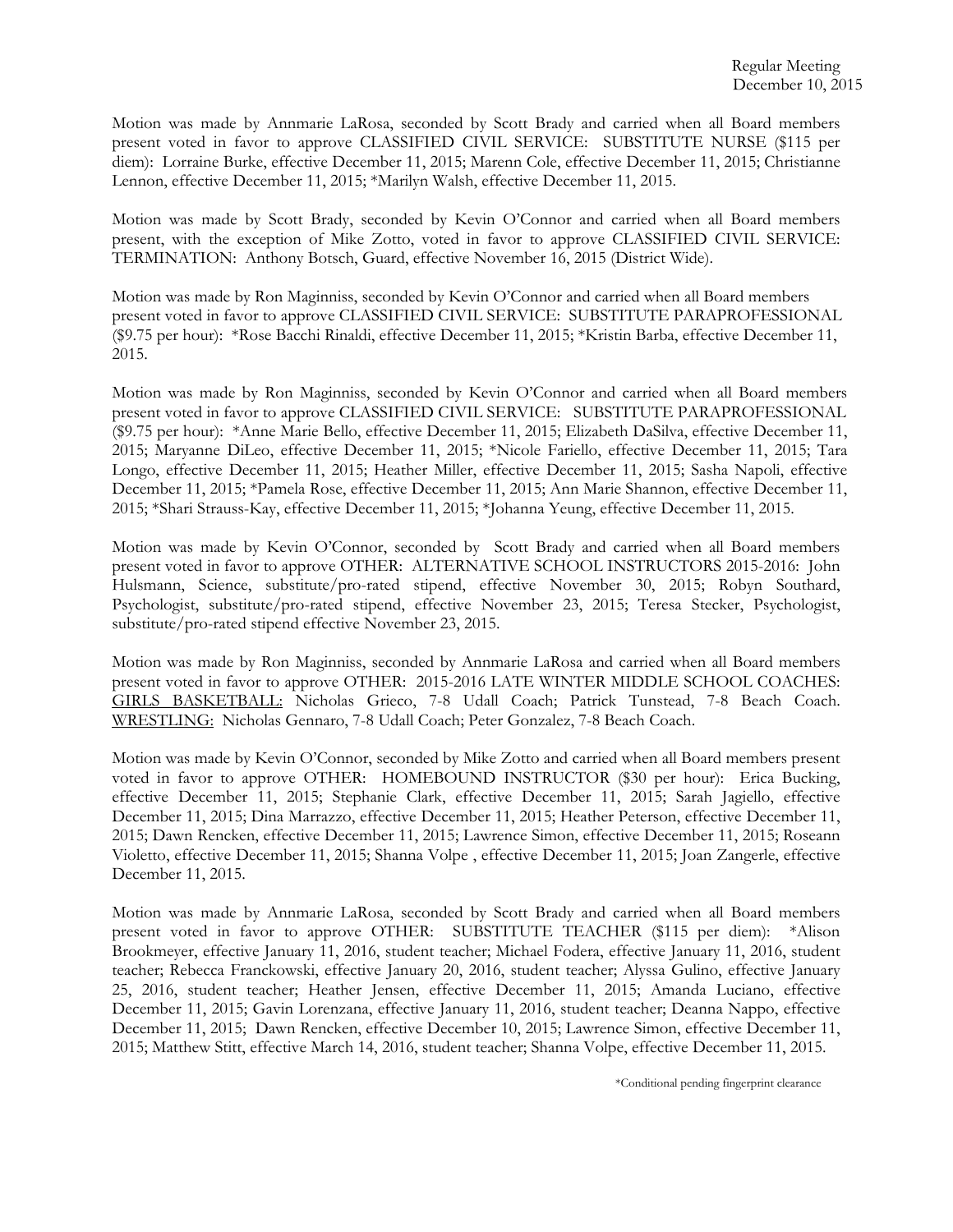Motion was made by Annmarie LaRosa, seconded by Scott Brady and carried when all Board members present voted in favor to approve CLASSIFIED CIVIL SERVICE: SUBSTITUTE NURSE ($115 per diem): Lorraine Burke, effective December 11, 2015; Marenn Cole, effective December 11, 2015; Christianne Lennon, effective December 11, 2015; *Marilyn Walsh, effective December 11, 2015.

Motion was made by Scott Brady, seconded by Kevin O'Connor and carried when all Board members present, with the exception of Mike Zotto, voted in favor to approve CLASSIFIED CIVIL SERVICE: TERMINATION: Anthony Botsch, Guard, effective November 16, 2015 (District Wide).

Motion was made by Ron Maginniss, seconded by Kevin O'Connor and carried when all Board members present voted in favor to approve CLASSIFIED CIVIL SERVICE: SUBSTITUTE PARAPROFESSIONAL ($9.75 per hour): *Rose Bacchi Rinaldi, effective December 11, 2015; *Kristin Barba, effective December 11, 2015.

Motion was made by Ron Maginniss, seconded by Kevin O'Connor and carried when all Board members present voted in favor to approve CLASSIFIED CIVIL SERVICE: SUBSTITUTE PARAPROFESSIONAL ($9.75 per hour): *Anne Marie Bello, effective December 11, 2015; Elizabeth DaSilva, effective December 11, 2015; Maryanne DiLeo, effective December 11, 2015; *Nicole Fariello, effective December 11, 2015; Tara Longo, effective December 11, 2015; Heather Miller, effective December 11, 2015; Sasha Napoli, effective December 11, 2015; *Pamela Rose, effective December 11, 2015; Ann Marie Shannon, effective December 11, 2015; *Shari Strauss-Kay, effective December 11, 2015; *Johanna Yeung, effective December 11, 2015.

Motion was made by Kevin O'Connor, seconded by Scott Brady and carried when all Board members present voted in favor to approve OTHER: ALTERNATIVE SCHOOL INSTRUCTORS 2015-2016: John Hulsmann, Science, substitute/pro-rated stipend, effective November 30, 2015; Robyn Southard, Psychologist, substitute/pro-rated stipend, effective November 23, 2015; Teresa Stecker, Psychologist, substitute/pro-rated stipend effective November 23, 2015.

Motion was made by Ron Maginniss, seconded by Annmarie LaRosa and carried when all Board members present voted in favor to approve OTHER: 2015-2016 LATE WINTER MIDDLE SCHOOL COACHES: GIRLS BASKETBALL: Nicholas Grieco, 7-8 Udall Coach; Patrick Tunstead, 7-8 Beach Coach. WRESTLING: Nicholas Gennaro, 7-8 Udall Coach; Peter Gonzalez, 7-8 Beach Coach.

Motion was made by Kevin O'Connor, seconded by Mike Zotto and carried when all Board members present voted in favor to approve OTHER: HOMEBOUND INSTRUCTOR ($30 per hour): Erica Bucking, effective December 11, 2015; Stephanie Clark, effective December 11, 2015; Sarah Jagiello, effective December 11, 2015; Dina Marrazzo, effective December 11, 2015; Heather Peterson, effective December 11, 2015; Dawn Rencken, effective December 11, 2015; Lawrence Simon, effective December 11, 2015; Roseann Violetto, effective December 11, 2015; Shanna Volpe , effective December 11, 2015; Joan Zangerle, effective December 11, 2015.

Motion was made by Annmarie LaRosa, seconded by Scott Brady and carried when all Board members present voted in favor to approve OTHER: SUBSTITUTE TEACHER ($115 per diem): *Alison Brookmeyer, effective January 11, 2016, student teacher; Michael Fodera, effective January 11, 2016, student teacher; Rebecca Franckowski, effective January 20, 2016, student teacher; Alyssa Gulino, effective January 25, 2016, student teacher; Heather Jensen, effective December 11, 2015; Amanda Luciano, effective December 11, 2015; Gavin Lorenzana, effective January 11, 2016, student teacher; Deanna Nappo, effective December 11, 2015; Dawn Rencken, effective December 10, 2015; Lawrence Simon, effective December 11, 2015; Matthew Stitt, effective March 14, 2016, student teacher; Shanna Volpe, effective December 11, 2015.

*Conditional pending fingerprint clearance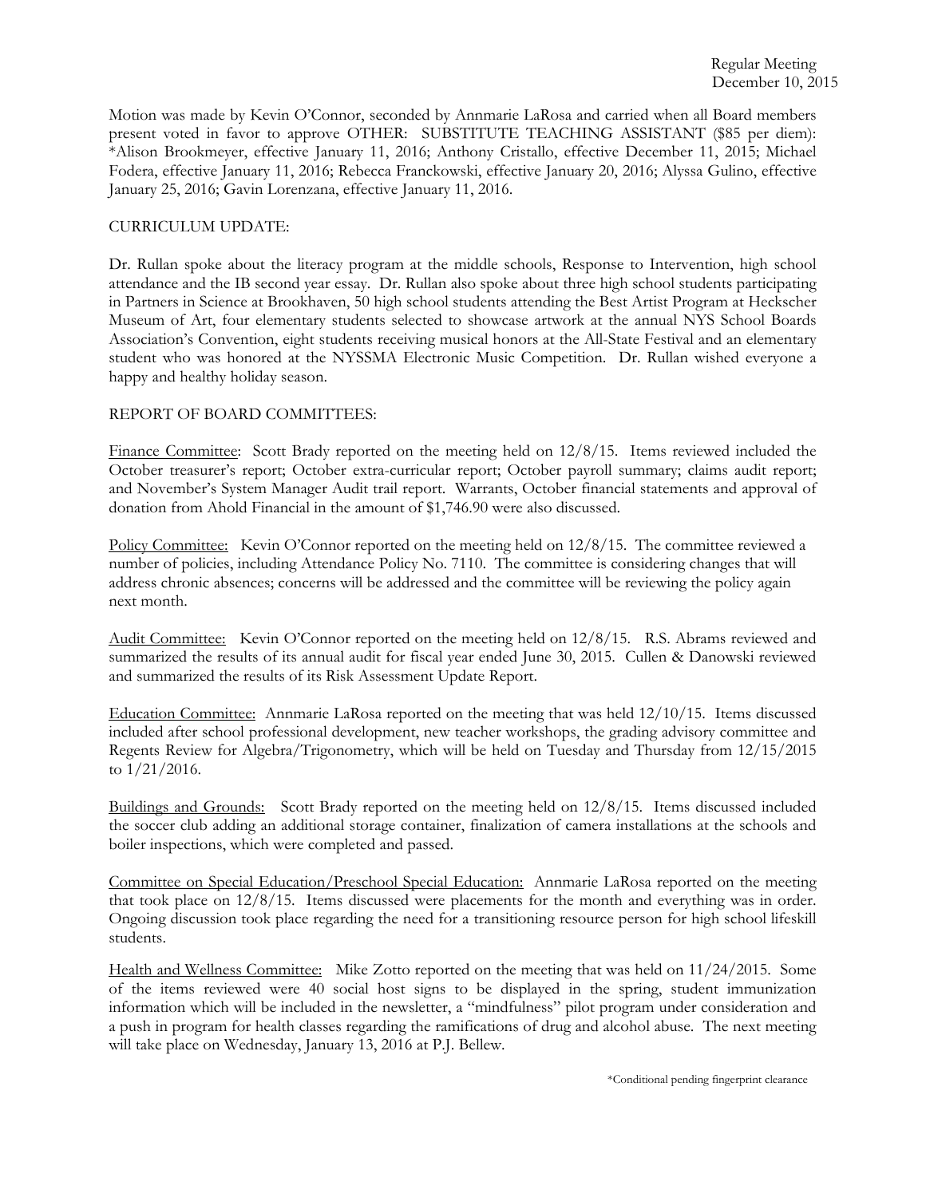Motion was made by Kevin O'Connor, seconded by Annmarie LaRosa and carried when all Board members present voted in favor to approve OTHER: SUBSTITUTE TEACHING ASSISTANT ($85 per diem): *Alison Brookmeyer, effective January 11, 2016; Anthony Cristallo, effective December 11, 2015; Michael Fodera, effective January 11, 2016; Rebecca Franckowski, effective January 20, 2016; Alyssa Gulino, effective January 25, 2016; Gavin Lorenzana, effective January 11, 2016.

CURRICULUM UPDATE:

Dr. Rullan spoke about the literacy program at the middle schools, Response to Intervention, high school attendance and the IB second year essay. Dr. Rullan also spoke about three high school students participating in Partners in Science at Brookhaven, 50 high school students attending the Best Artist Program at Heckscher Museum of Art, four elementary students selected to showcase artwork at the annual NYS School Boards Association's Convention, eight students receiving musical honors at the All-State Festival and an elementary student who was honored at the NYSSMA Electronic Music Competition. Dr. Rullan wished everyone a happy and healthy holiday season.

REPORT OF BOARD COMMITTEES:

Finance Committee: Scott Brady reported on the meeting held on 12/8/15. Items reviewed included the October treasurer's report; October extra-curricular report; October payroll summary; claims audit report; and November's System Manager Audit trail report. Warrants, October financial statements and approval of donation from Ahold Financial in the amount of $1,746.90 were also discussed.

Policy Committee: Kevin O'Connor reported on the meeting held on 12/8/15. The committee reviewed a number of policies, including Attendance Policy No. 7110. The committee is considering changes that will address chronic absences; concerns will be addressed and the committee will be reviewing the policy again next month.

Audit Committee: Kevin O'Connor reported on the meeting held on 12/8/15. R.S. Abrams reviewed and summarized the results of its annual audit for fiscal year ended June 30, 2015. Cullen & Danowski reviewed and summarized the results of its Risk Assessment Update Report.

Education Committee: Annmarie LaRosa reported on the meeting that was held 12/10/15. Items discussed included after school professional development, new teacher workshops, the grading advisory committee and Regents Review for Algebra/Trigonometry, which will be held on Tuesday and Thursday from 12/15/2015 to 1/21/2016.

Buildings and Grounds: Scott Brady reported on the meeting held on 12/8/15. Items discussed included the soccer club adding an additional storage container, finalization of camera installations at the schools and boiler inspections, which were completed and passed.

Committee on Special Education/Preschool Special Education: Annmarie LaRosa reported on the meeting that took place on 12/8/15. Items discussed were placements for the month and everything was in order. Ongoing discussion took place regarding the need for a transitioning resource person for high school lifeskill students.

Health and Wellness Committee: Mike Zotto reported on the meeting that was held on 11/24/2015. Some of the items reviewed were 40 social host signs to be displayed in the spring, student immunization information which will be included in the newsletter, a "mindfulness" pilot program under consideration and a push in program for health classes regarding the ramifications of drug and alcohol abuse. The next meeting will take place on Wednesday, January 13, 2016 at P.J. Bellew.

*Conditional pending fingerprint clearance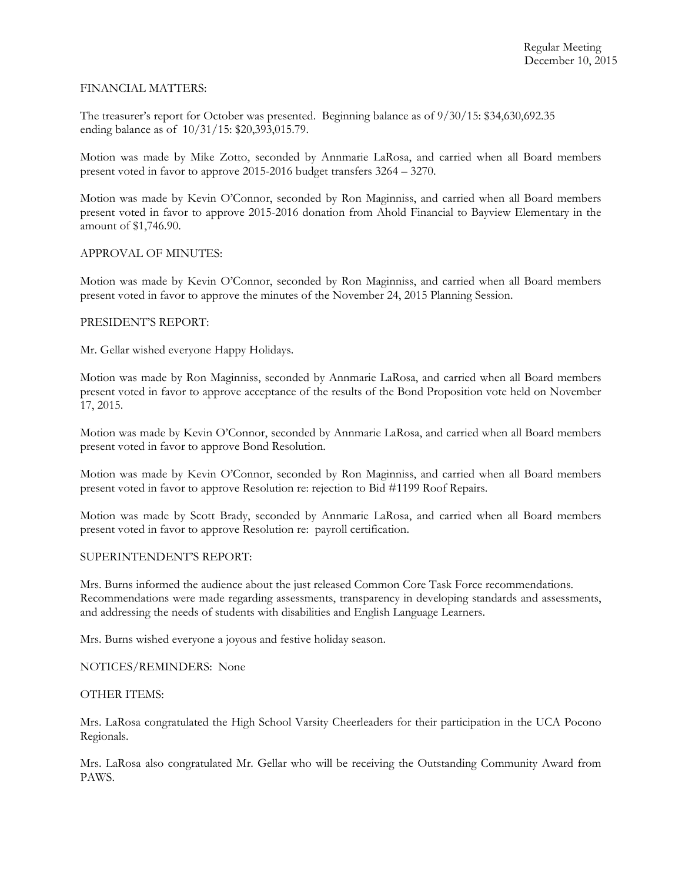FINANCIAL MATTERS:

The treasurer's report for October was presented. Beginning balance as of 9/30/15: $34,630,692.35 ending balance as of 10/31/15: $20,393,015.79.

Motion was made by Mike Zotto, seconded by Annmarie LaRosa, and carried when all Board members present voted in favor to approve 2015-2016 budget transfers 3264 – 3270.

Motion was made by Kevin O'Connor, seconded by Ron Maginniss, and carried when all Board members present voted in favor to approve 2015-2016 donation from Ahold Financial to Bayview Elementary in the amount of $1,746.90.

APPROVAL OF MINUTES:

Motion was made by Kevin O'Connor, seconded by Ron Maginniss, and carried when all Board members present voted in favor to approve the minutes of the November 24, 2015 Planning Session.

PRESIDENT'S REPORT:

Mr. Gellar wished everyone Happy Holidays.

Motion was made by Ron Maginniss, seconded by Annmarie LaRosa, and carried when all Board members present voted in favor to approve acceptance of the results of the Bond Proposition vote held on November 17, 2015.

Motion was made by Kevin O'Connor, seconded by Annmarie LaRosa, and carried when all Board members present voted in favor to approve Bond Resolution.

Motion was made by Kevin O'Connor, seconded by Ron Maginniss, and carried when all Board members present voted in favor to approve Resolution re: rejection to Bid #1199 Roof Repairs.

Motion was made by Scott Brady, seconded by Annmarie LaRosa, and carried when all Board members present voted in favor to approve Resolution re: payroll certification.

SUPERINTENDENT'S REPORT:

Mrs. Burns informed the audience about the just released Common Core Task Force recommendations. Recommendations were made regarding assessments, transparency in developing standards and assessments, and addressing the needs of students with disabilities and English Language Learners.

Mrs. Burns wished everyone a joyous and festive holiday season.

NOTICES/REMINDERS: None

OTHER ITEMS:

Mrs. LaRosa congratulated the High School Varsity Cheerleaders for their participation in the UCA Pocono Regionals.

Mrs. LaRosa also congratulated Mr. Gellar who will be receiving the Outstanding Community Award from PAWS.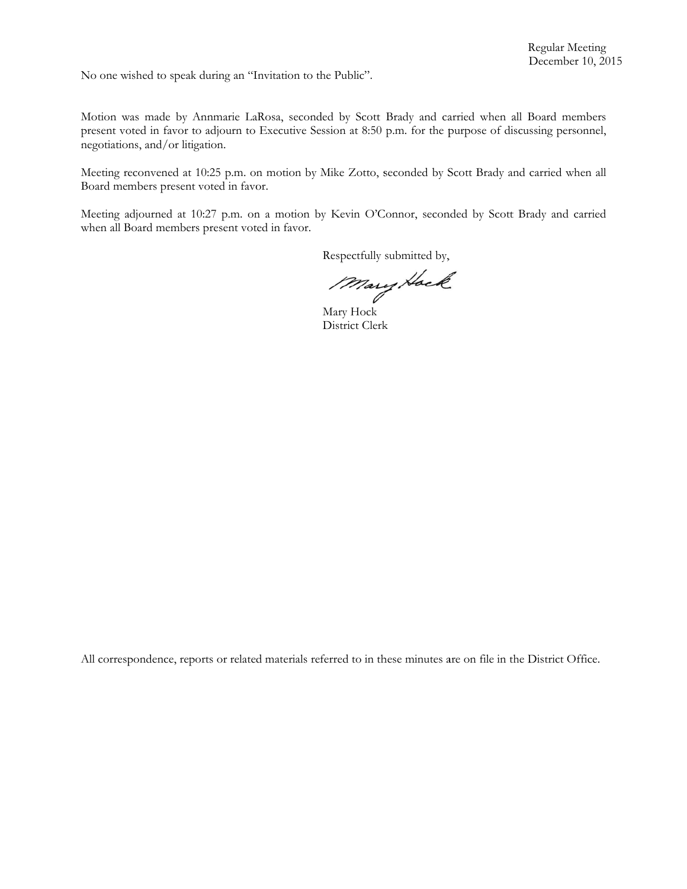No one wished to speak during an "Invitation to the Public".

Motion was made by Annmarie LaRosa, seconded by Scott Brady and carried when all Board members present voted in favor to adjourn to Executive Session at 8:50 p.m. for the purpose of discussing personnel, negotiations, and/or litigation.

Meeting reconvened at 10:25 p.m. on motion by Mike Zotto, seconded by Scott Brady and carried when all Board members present voted in favor.

Meeting adjourned at 10:27 p.m. on a motion by Kevin O'Connor, seconded by Scott Brady and carried when all Board members present voted in favor.

Respectfully submitted by,

Mary Hock
District Clerk

All correspondence, reports or related materials referred to in these minutes are on file in the District Office.